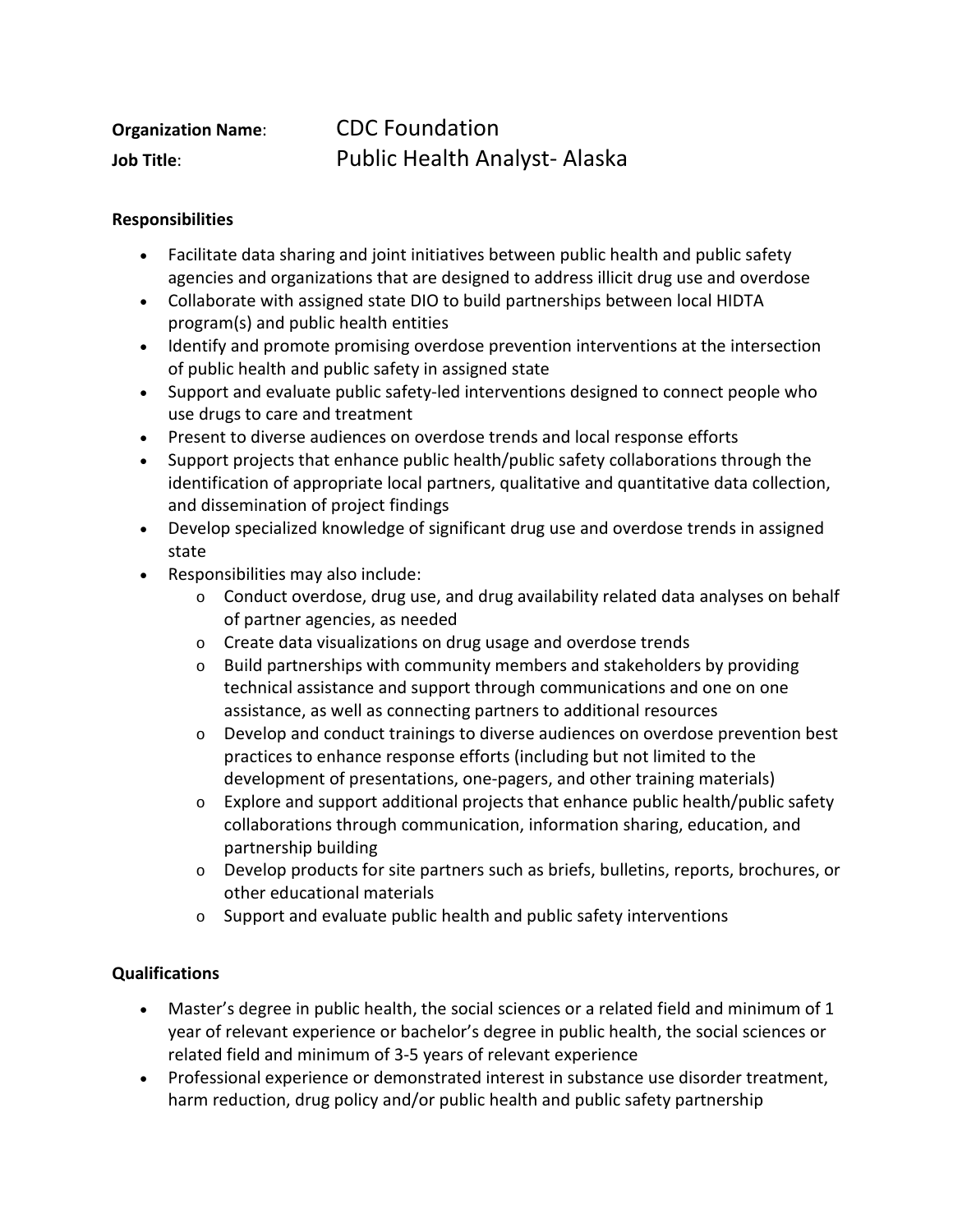**Organization Name**: CDC Foundation

**Job Title**: Public Health Analyst- Alaska

**Responsibilities**

- Facilitate data sharing and joint initiatives between public health and public safety agencies and organizations that are designed to address illicit drug use and overdose
- Collaborate with assigned state DIO to build partnerships between local HIDTA program(s) and public health entities
- Identify and promote promising overdose prevention interventions at the intersection of public health and public safety in assigned state
- Support and evaluate public safety-led interventions designed to connect people who use drugs to care and treatment
- Present to diverse audiences on overdose trends and local response efforts
- Support projects that enhance public health/public safety collaborations through the identification of appropriate local partners, qualitative and quantitative data collection, and dissemination of project findings
- Develop specialized knowledge of significant drug use and overdose trends in assigned state
- Responsibilities may also include:
  - Conduct overdose, drug use, and drug availability related data analyses on behalf of partner agencies, as needed
  - Create data visualizations on drug usage and overdose trends
  - Build partnerships with community members and stakeholders by providing technical assistance and support through communications and one on one assistance, as well as connecting partners to additional resources
  - Develop and conduct trainings to diverse audiences on overdose prevention best practices to enhance response efforts (including but not limited to the development of presentations, one-pagers, and other training materials)
  - Explore and support additional projects that enhance public health/public safety collaborations through communication, information sharing, education, and partnership building
  - Develop products for site partners such as briefs, bulletins, reports, brochures, or other educational materials
  - Support and evaluate public health and public safety interventions

**Qualifications**

- Master's degree in public health, the social sciences or a related field and minimum of 1 year of relevant experience or bachelor's degree in public health, the social sciences or related field and minimum of 3-5 years of relevant experience
- Professional experience or demonstrated interest in substance use disorder treatment, harm reduction, drug policy and/or public health and public safety partnership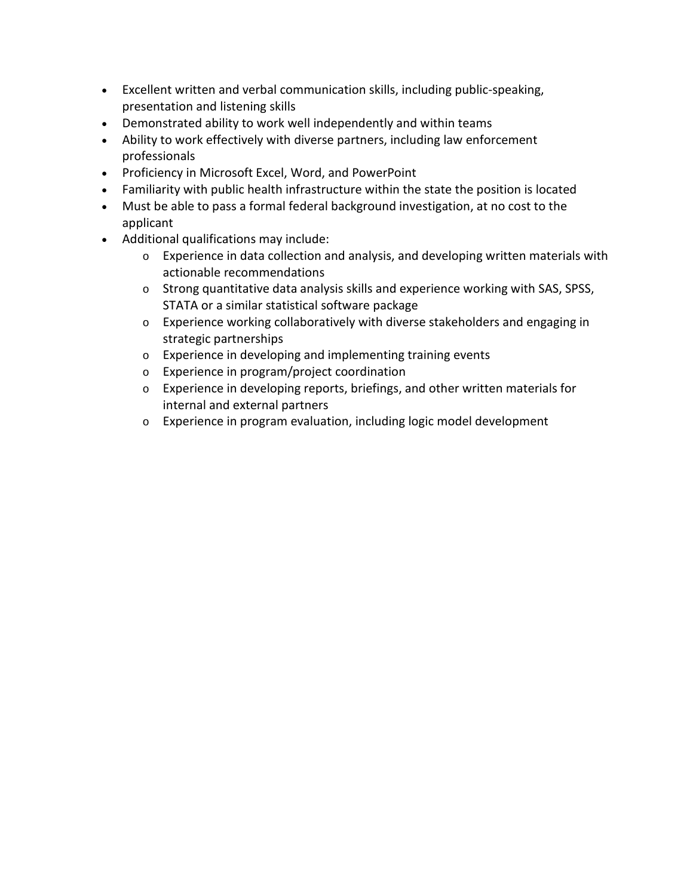- Excellent written and verbal communication skills, including public-speaking, presentation and listening skills
- Demonstrated ability to work well independently and within teams
- Ability to work effectively with diverse partners, including law enforcement professionals
- Proficiency in Microsoft Excel, Word, and PowerPoint
- Familiarity with public health infrastructure within the state the position is located
- Must be able to pass a formal federal background investigation, at no cost to the applicant
- Additional qualifications may include:
  - Experience in data collection and analysis, and developing written materials with actionable recommendations
  - Strong quantitative data analysis skills and experience working with SAS, SPSS, STATA or a similar statistical software package
  - Experience working collaboratively with diverse stakeholders and engaging in strategic partnerships
  - Experience in developing and implementing training events
  - Experience in program/project coordination
  - Experience in developing reports, briefings, and other written materials for internal and external partners
  - Experience in program evaluation, including logic model development